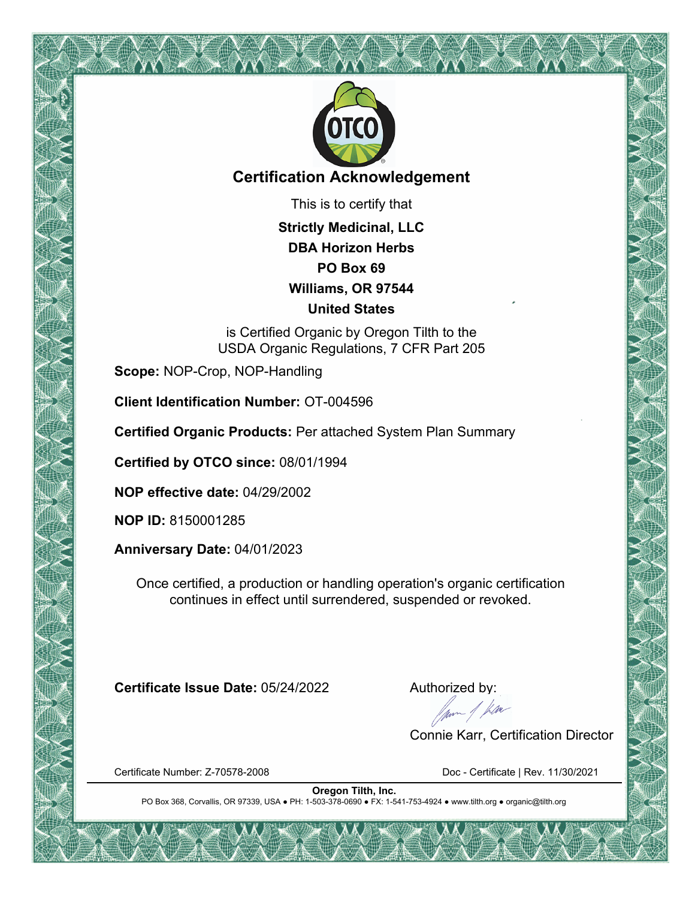# Certification Acknowledgement

This is to certify that

**Strictly Medicinal, LLC**
**DBA Horizon Herbs**
**PO Box 69**
**Williams, OR 97544**
**United States**

is Certified Organic by Oregon Tilth to the USDA Organic Regulations, 7 CFR Part 205

**Scope:** NOP-Crop, NOP-Handling

**Client Identification Number:** OT-004596

**Certified Organic Products:** Per attached System Plan Summary

**Certified by OTCO since:** 08/01/1994

**NOP effective date:** 04/29/2002

**NOP ID:** 8150001285

**Anniversary Date:** 04/01/2023

Once certified, a production or handling operation's organic certification continues in effect until surrendered, suspended or revoked.

**Certificate Issue Date:** 05/24/2022

Authorized by:

Connie Karr, Certification Director

Certificate Number: Z-70578-2008

Doc - Certificate | Rev. 11/30/2021

**Oregon Tilth, Inc.**
PO Box 368, Corvallis, OR 97339, USA ● PH: 1-503-378-0690 ● FX: 1-541-753-4924 ● www.tilth.org ● organic@tilth.org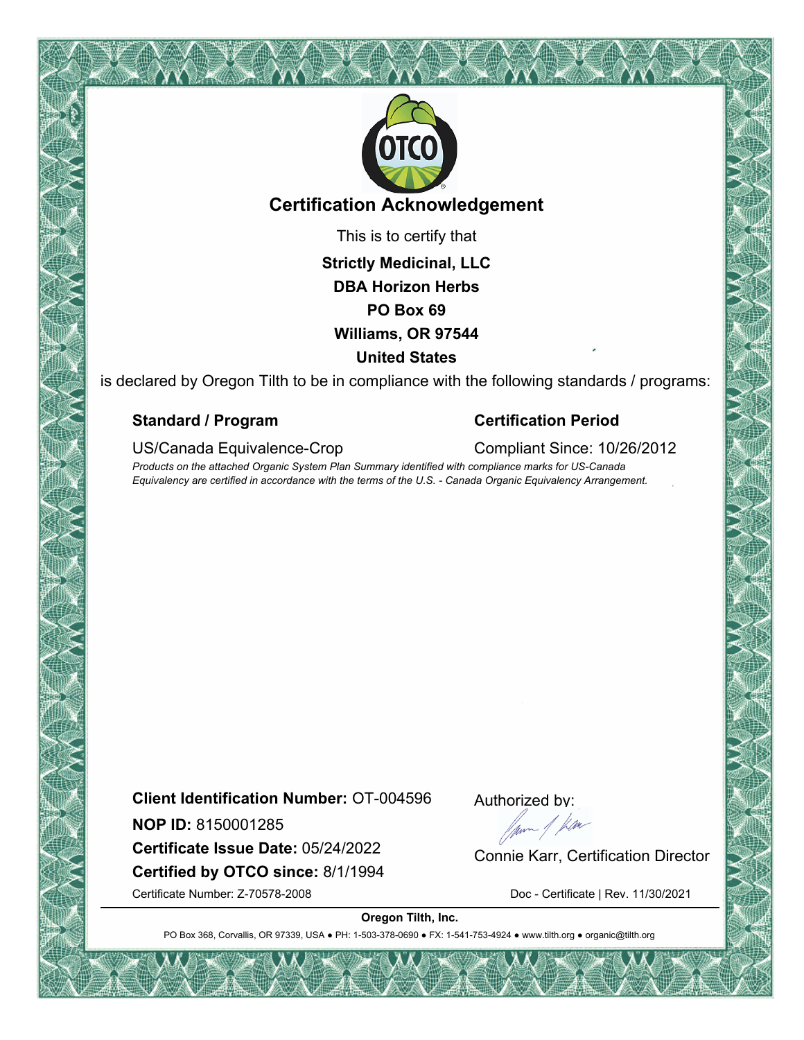# Certification Acknowledgement

This is to certify that

**Strictly Medicinal, LLC**
**DBA Horizon Herbs**
**PO Box 69**
**Williams, OR 97544**
**United States**

is declared by Oregon Tilth to be in compliance with the following standards / programs:

| **Standard / Program** | **Certification Period** |
| --- | --- |
| US/Canada Equivalence-Crop | Compliant Since: 10/26/2012 |

*Products on the attached Organic System Plan Summary identified with compliance marks for US-Canada Equivalency are certified in accordance with the terms of the U.S. - Canada Organic Equivalency Arrangement.*

**Client Identification Number:** OT-004596

**NOP ID:** 8150001285

**Certificate Issue Date:** 05/24/2022

**Certified by OTCO since:** 8/1/1994

Certificate Number: Z-70578-2008

Authorized by:

Connie Karr, Certification Director

Doc - Certificate | Rev. 11/30/2021

**Oregon Tilth, Inc.**

PO Box 368, Corvallis, OR 97339, USA ● PH: 1-503-378-0690 ● FX: 1-541-753-4924 ● www.tilth.org ● organic@tilth.org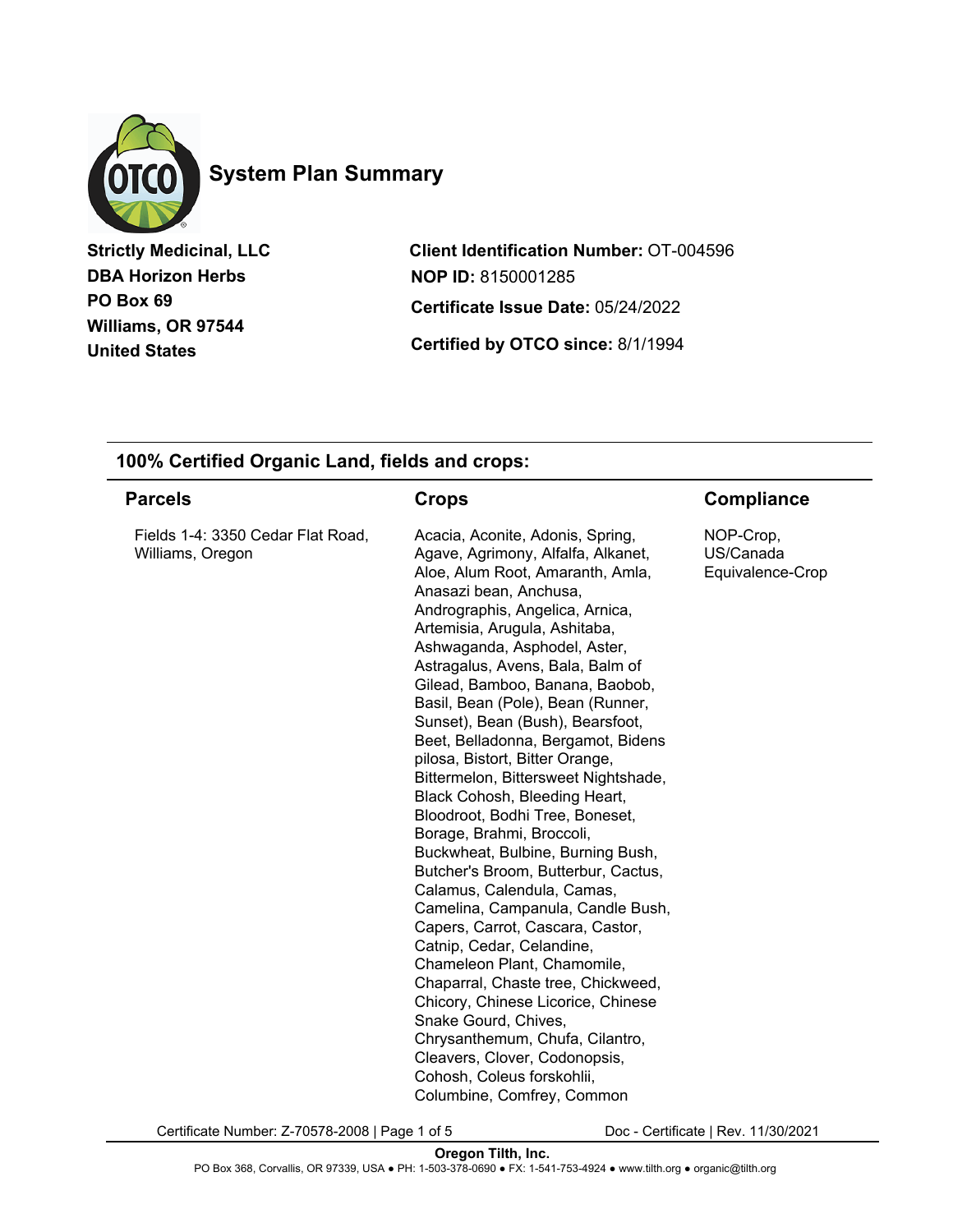# System Plan Summary

**Strictly Medicinal, LLC**
**DBA Horizon Herbs**
**PO Box 69**
**Williams, OR 97544**
**United States**

**Client Identification Number:** OT-004596
**NOP ID:** 8150001285
**Certificate Issue Date:** 05/24/2022
**Certified by OTCO since:** 8/1/1994

## 100% Certified Organic Land, fields and crops:

| Parcels | Crops | Compliance |
|---|---|---|
| Fields 1-4: 3350 Cedar Flat Road, Williams, Oregon | Acacia, Aconite, Adonis, Spring, Agave, Agrimony, Alfalfa, Alkanet, Aloe, Alum Root, Amaranth, Amla, Anasazi bean, Anchusa, Andrographis, Angelica, Arnica, Artemisia, Arugula, Ashitaba, Ashwaganda, Asphodel, Aster, Astragalus, Avens, Bala, Balm of Gilead, Bamboo, Banana, Baobob, Basil, Bean (Pole), Bean (Runner, Sunset), Bean (Bush), Bearsfoot, Beet, Belladonna, Bergamot, Bidens pilosa, Bistort, Bitter Orange, Bittermelon, Bittersweet Nightshade, Black Cohosh, Bleeding Heart, Bloodroot, Bodhi Tree, Boneset, Borage, Brahmi, Broccoli, Buckwheat, Bulbine, Burning Bush, Butcher's Broom, Butterbur, Cactus, Calamus, Calendula, Camas, Camelina, Campanula, Candle Bush, Capers, Carrot, Cascara, Castor, Catnip, Cedar, Celandine, Chameleon Plant, Chamomile, Chaparral, Chaste tree, Chickweed, Chicory, Chinese Licorice, Chinese Snake Gourd, Chives, Chrysanthemum, Chufa, Cilantro, Cleavers, Clover, Codonopsis, Cohosh, Coleus forskohlii, Columbine, Comfrey, Common | NOP-Crop, US/Canada Equivalence-Crop |

Certificate Number: Z-70578-2008

Doc - Certificate | Rev. 11/30/2021

**Oregon Tilth, Inc.**
PO Box 368, Corvallis, OR 97339, USA ● PH: 1-503-378-0690 ● FX: 1-541-753-4924 ● www.tilth.org ● organic@tilth.org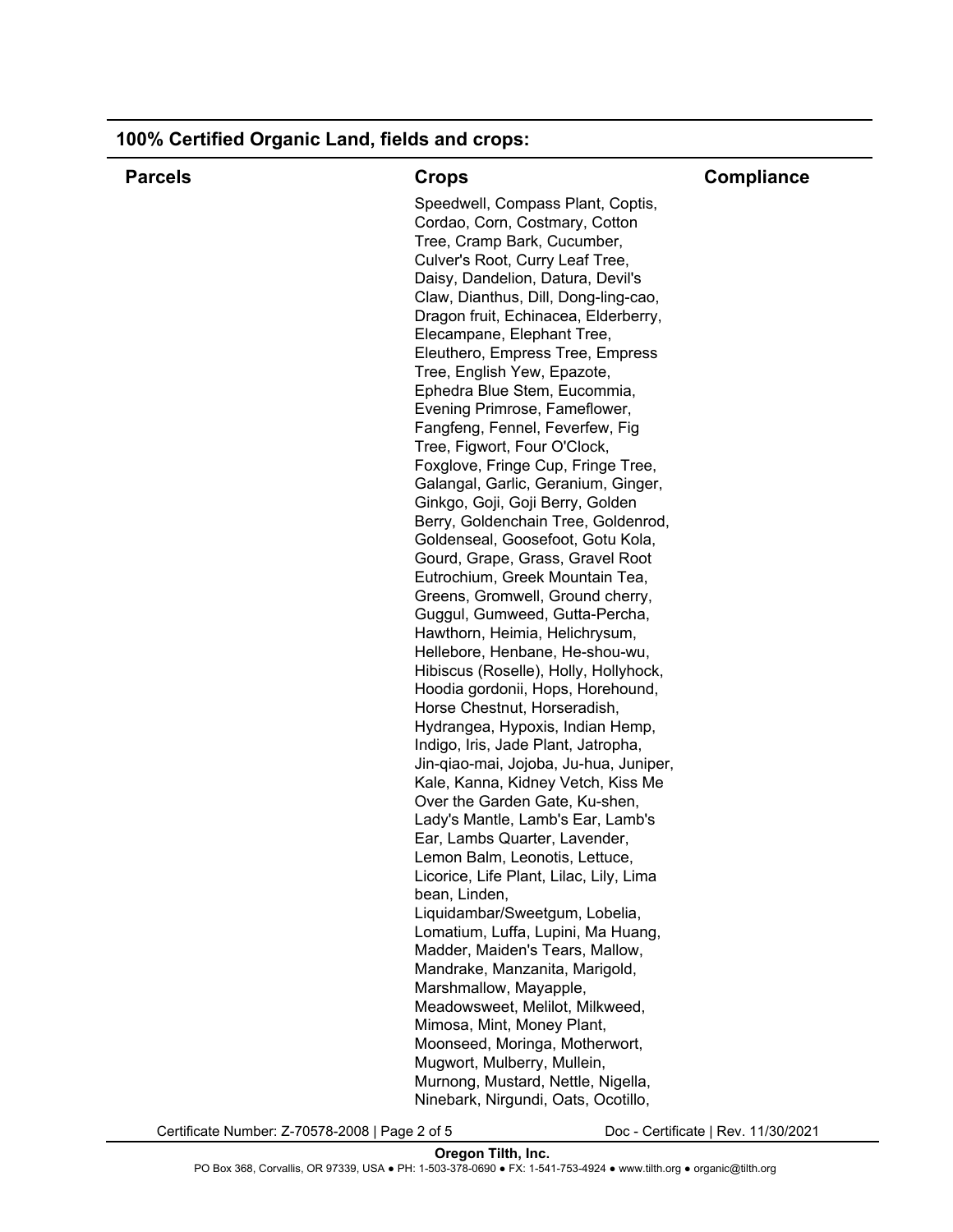## 100% Certified Organic Land, fields and crops:

| Parcels | Crops | Compliance |
| --- | --- | --- |
| | Speedwell, Compass Plant, Coptis, Cordao, Corn, Costmary, Cotton Tree, Cramp Bark, Cucumber, Culver's Root, Curry Leaf Tree, Daisy, Dandelion, Datura, Devil's Claw, Dianthus, Dill, Dong-ling-cao, Dragon fruit, Echinacea, Elderberry, Elecampane, Elephant Tree, Eleuthero, Empress Tree, Empress Tree, English Yew, Epazote, Ephedra Blue Stem, Eucommia, Evening Primrose, Fameflower, Fangfeng, Fennel, Feverfew, Fig Tree, Figwort, Four O'Clock, Foxglove, Fringe Cup, Fringe Tree, Galangal, Garlic, Geranium, Ginger, Ginkgo, Goji, Goji Berry, Golden Berry, Goldenchain Tree, Goldenrod, Goldenseal, Goosefoot, Gotu Kola, Gourd, Grape, Grass, Gravel Root Eutrochium, Greek Mountain Tea, Greens, Gromwell, Ground cherry, Guggul, Gumweed, Gutta-Percha, Hawthorn, Heimia, Helichrysum, Hellebore, Henbane, He-shou-wu, Hibiscus (Roselle), Holly, Hollyhock, Hoodia gordonii, Hops, Horehound, Horse Chestnut, Horseradish, Hydrangea, Hypoxis, Indian Hemp, Indigo, Iris, Jade Plant, Jatropha, Jin-qiao-mai, Jojoba, Ju-hua, Juniper, Kale, Kanna, Kidney Vetch, Kiss Me Over the Garden Gate, Ku-shen, Lady's Mantle, Lamb's Ear, Lamb's Ear, Lambs Quarter, Lavender, Lemon Balm, Leonotis, Lettuce, Licorice, Life Plant, Lilac, Lily, Lima bean, Linden, Liquidambar/Sweetgum, Lobelia, Lomatium, Luffa, Lupini, Ma Huang, Madder, Maiden's Tears, Mallow, Mandrake, Manzanita, Marigold, Marshmallow, Mayapple, Meadowsweet, Melilot, Milkweed, Mimosa, Mint, Money Plant, Moonseed, Moringa, Motherwort, Mugwort, Mulberry, Mullein, Murnong, Mustard, Nettle, Nigella, Ninebark, Nirgundi, Oats, Ocotillo, | |

Certificate Number: Z-70578-2008 | Page 2 of 5 Doc - Certificate | Rev. 11/30/2021

**Oregon Tilth, Inc.**
PO Box 368, Corvallis, OR 97339, USA ● PH: 1-503-378-0690 ● FX: 1-541-753-4924 ● www.tilth.org ● organic@tilth.org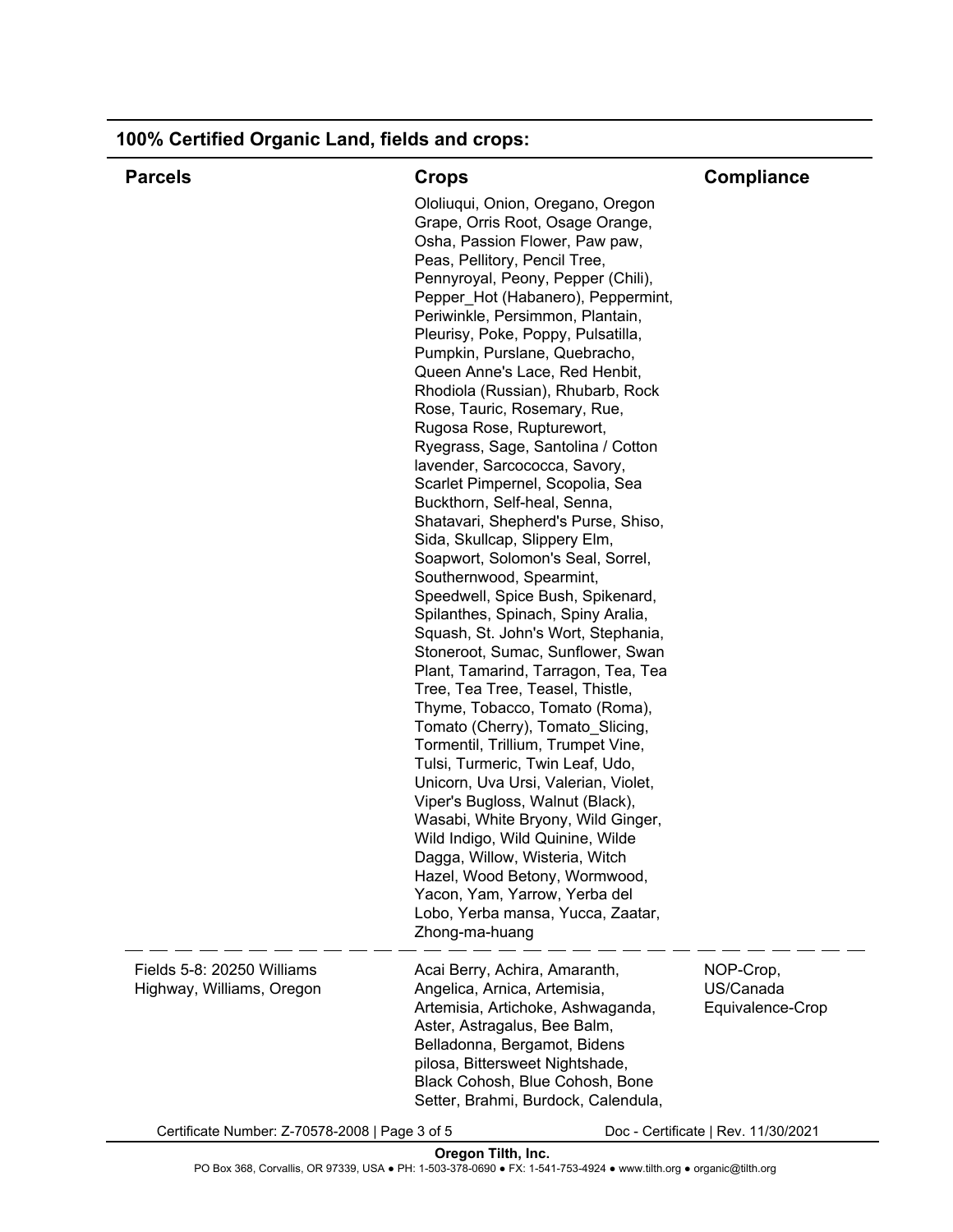## 100% Certified Organic Land, fields and crops:

| Parcels | Crops | Compliance |
|---|---|---|
| | Ololiuqui, Onion, Oregano, Oregon Grape, Orris Root, Osage Orange, Osha, Passion Flower, Paw paw, Peas, Pellitory, Pencil Tree, Pennyroyal, Peony, Pepper (Chili), Pepper_Hot (Habanero), Peppermint, Periwinkle, Persimmon, Plantain, Pleurisy, Poke, Poppy, Pulsatilla, Pumpkin, Purslane, Quebracho, Queen Anne's Lace, Red Henbit, Rhodiola (Russian), Rhubarb, Rock Rose, Tauric, Rosemary, Rue, Rugosa Rose, Rupturewort, Ryegrass, Sage, Santolina / Cotton lavender, Sarcococca, Savory, Scarlet Pimpernel, Scopolia, Sea Buckthorn, Self-heal, Senna, Shatavari, Shepherd's Purse, Shiso, Sida, Skullcap, Slippery Elm, Soapwort, Solomon's Seal, Sorrel, Southernwood, Spearmint, Speedwell, Spice Bush, Spikenard, Spilanthes, Spinach, Spiny Aralia, Squash, St. John's Wort, Stephania, Stoneroot, Sumac, Sunflower, Swan Plant, Tamarind, Tarragon, Tea, Tea Tree, Tea Tree, Teasel, Thistle, Thyme, Tobacco, Tomato (Roma), Tomato (Cherry), Tomato_Slicing, Tormentil, Trillium, Trumpet Vine, Tulsi, Turmeric, Twin Leaf, Udo, Unicorn, Uva Ursi, Valerian, Violet, Viper's Bugloss, Walnut (Black), Wasabi, White Bryony, Wild Ginger, Wild Indigo, Wild Quinine, Wilde Dagga, Willow, Wisteria, Witch Hazel, Wood Betony, Wormwood, Yacon, Yam, Yarrow, Yerba del Lobo, Yerba mansa, Yucca, Zaatar, Zhong-ma-huang | |
| Fields 5-8: 20250 Williams Highway, Williams, Oregon | Acai Berry, Achira, Amaranth, Angelica, Arnica, Artemisia, Artemisia, Artichoke, Ashwaganda, Aster, Astragalus, Bee Balm, Belladonna, Bergamot, Bidens pilosa, Bittersweet Nightshade, Black Cohosh, Blue Cohosh, Bone Setter, Brahmi, Burdock, Calendula, | NOP-Crop, US/Canada Equivalence-Crop |

Certificate Number: Z-70578-2008 | Doc - Certificate | Rev. 11/30/2021

**Oregon Tilth, Inc.**
PO Box 368, Corvallis, OR 97339, USA ● PH: 1-503-378-0690 ● FX: 1-541-753-4924 ● www.tilth.org ● organic@tilth.org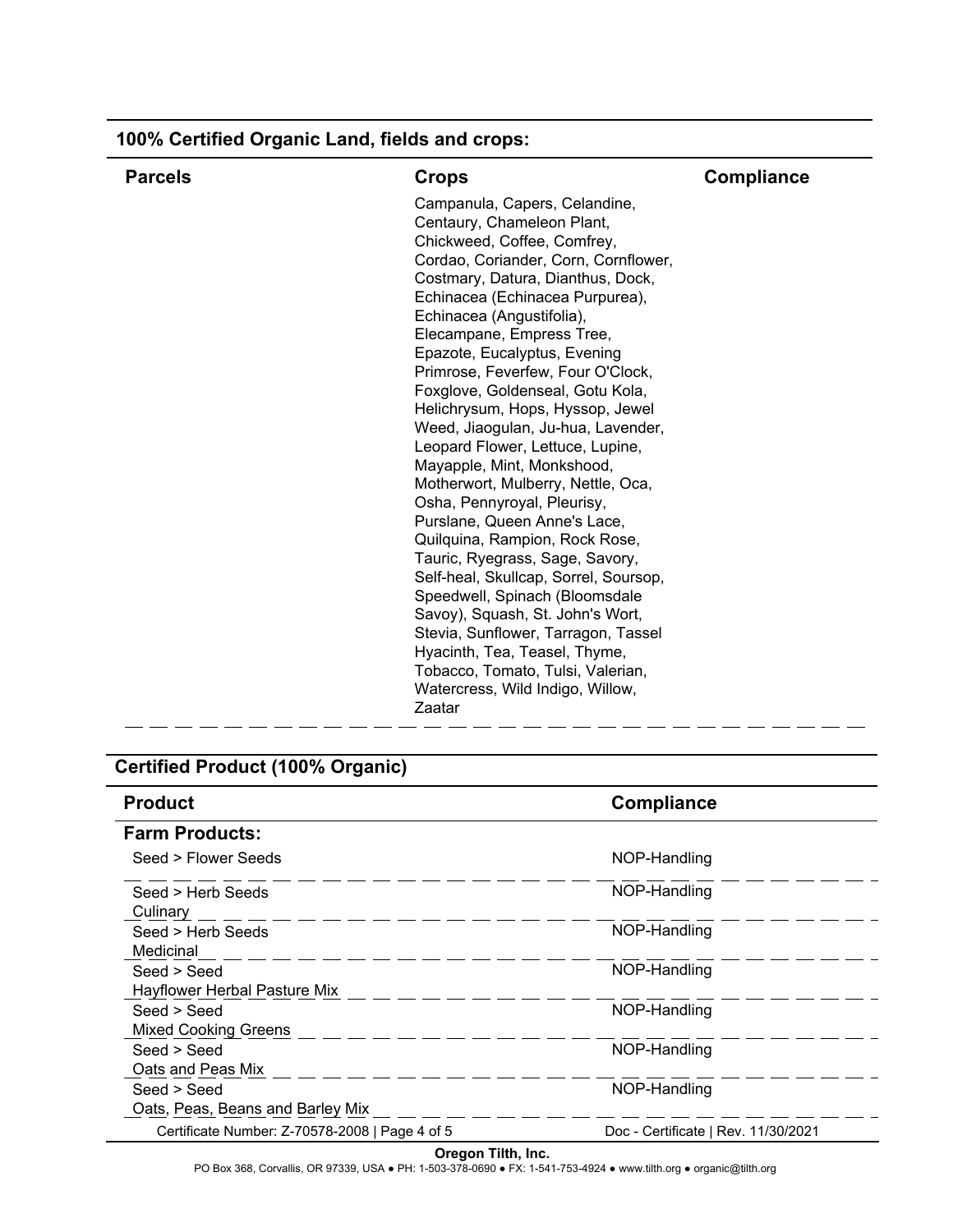## 100% Certified Organic Land, fields and crops:

| Parcels | Crops | Compliance |
|---|---|---|
| | Campanula, Capers, Celandine, Centaury, Chameleon Plant, Chickweed, Coffee, Comfrey, Cordao, Coriander, Corn, Cornflower, Costmary, Datura, Dianthus, Dock, Echinacea (Echinacea Purpurea), Echinacea (Angustifolia), Elecampane, Empress Tree, Epazote, Eucalyptus, Evening Primrose, Feverfew, Four O'Clock, Foxglove, Goldenseal, Gotu Kola, Helichrysum, Hops, Hyssop, Jewel Weed, Jiaogulan, Ju-hua, Lavender, Leopard Flower, Lettuce, Lupine, Mayapple, Mint, Monkshood, Motherwort, Mulberry, Nettle, Oca, Osha, Pennyroyal, Pleurisy, Purslane, Queen Anne's Lace, Quilquina, Rampion, Rock Rose, Tauric, Ryegrass, Sage, Savory, Self-heal, Skullcap, Sorrel, Soursop, Speedwell, Spinach (Bloomsdale Savoy), Squash, St. John's Wort, Stevia, Sunflower, Tarragon, Tassel Hyacinth, Tea, Teasel, Thyme, Tobacco, Tomato, Tulsi, Valerian, Watercress, Wild Indigo, Willow, Zaatar | |

## Certified Product (100% Organic)

| Product | Compliance |
|---|---|
| **Farm Products:** | |
| Seed > Flower Seeds | NOP-Handling |
| Seed > Herb Seeds Culinary | NOP-Handling |
| Seed > Herb Seeds Medicinal | NOP-Handling |
| Seed > Seed Hayflower Herbal Pasture Mix | NOP-Handling |
| Seed > Seed Mixed Cooking Greens | NOP-Handling |
| Seed > Seed Oats and Peas Mix | NOP-Handling |
| Seed > Seed Oats, Peas, Beans and Barley Mix | NOP-Handling |

Certificate Number: Z-70578-2008 | Page 4 of 5 — Doc - Certificate | Rev. 11/30/2021

**Oregon Tilth, Inc.**
PO Box 368, Corvallis, OR 97339, USA ● PH: 1-503-378-0690 ● FX: 1-541-753-4924 ● www.tilth.org ● organic@tilth.org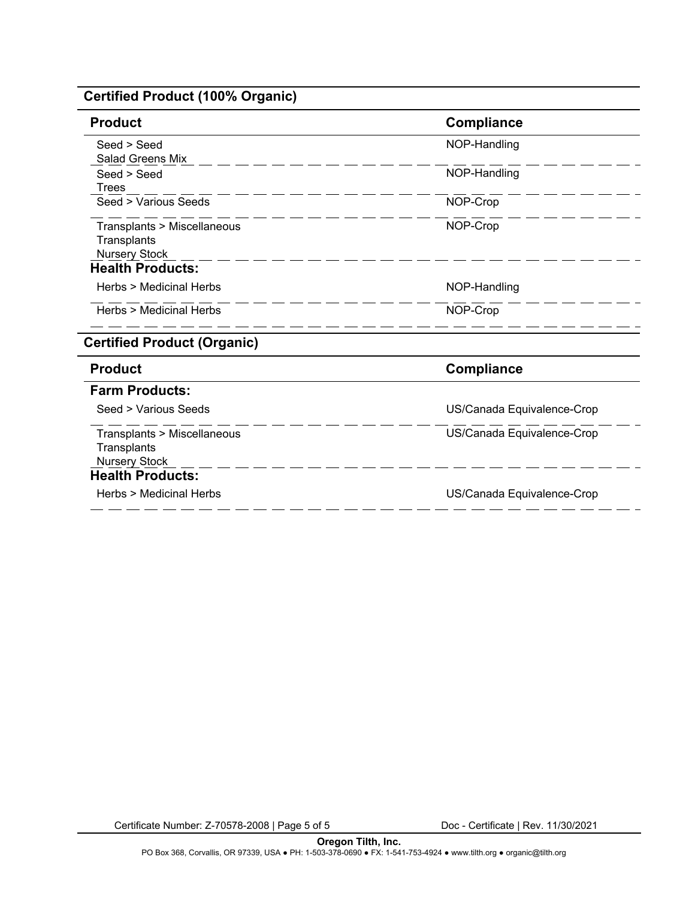## Certified Product (100% Organic)

| Product | Compliance |
|---|---|
| Seed > Seed<br>Salad Greens Mix | NOP-Handling |
| Seed > Seed<br>Trees | NOP-Handling |
| Seed > Various Seeds | NOP-Crop |
| Transplants > Miscellaneous Transplants<br>Nursery Stock | NOP-Crop |
| **Health Products:** | |
| Herbs > Medicinal Herbs | NOP-Handling |
| Herbs > Medicinal Herbs | NOP-Crop |

## Certified Product (Organic)

| Product | Compliance |
|---|---|
| **Farm Products:** | |
| Seed > Various Seeds | US/Canada Equivalence-Crop |
| Transplants > Miscellaneous Transplants<br>Nursery Stock | US/Canada Equivalence-Crop |
| **Health Products:** | |
| Herbs > Medicinal Herbs | US/Canada Equivalence-Crop |

Certificate Number: Z-70578-2008 | Page 5 of 5 | Doc - Certificate | Rev. 11/30/2021

**Oregon Tilth, Inc.**
PO Box 368, Corvallis, OR 97339, USA ● PH: 1-503-378-0690 ● FX: 1-541-753-4924 ● www.tilth.org ● organic@tilth.org